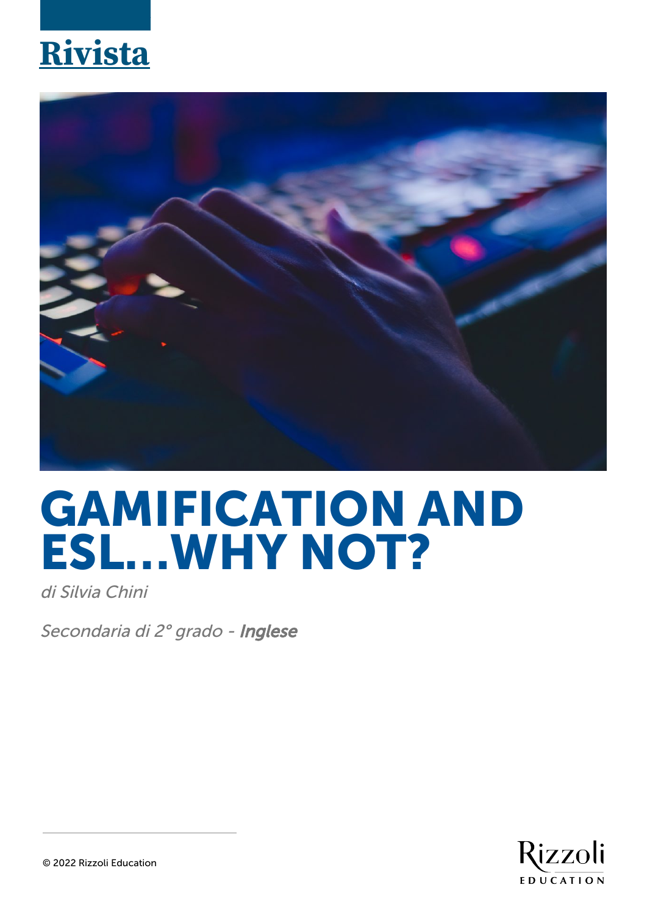Rivista

# GAMIFICATION AND ESL...WHY NOT?

*di Silvia Chini*

*Secondaria di 2° grado - **Inglese***

© 2022 Rizzoli Education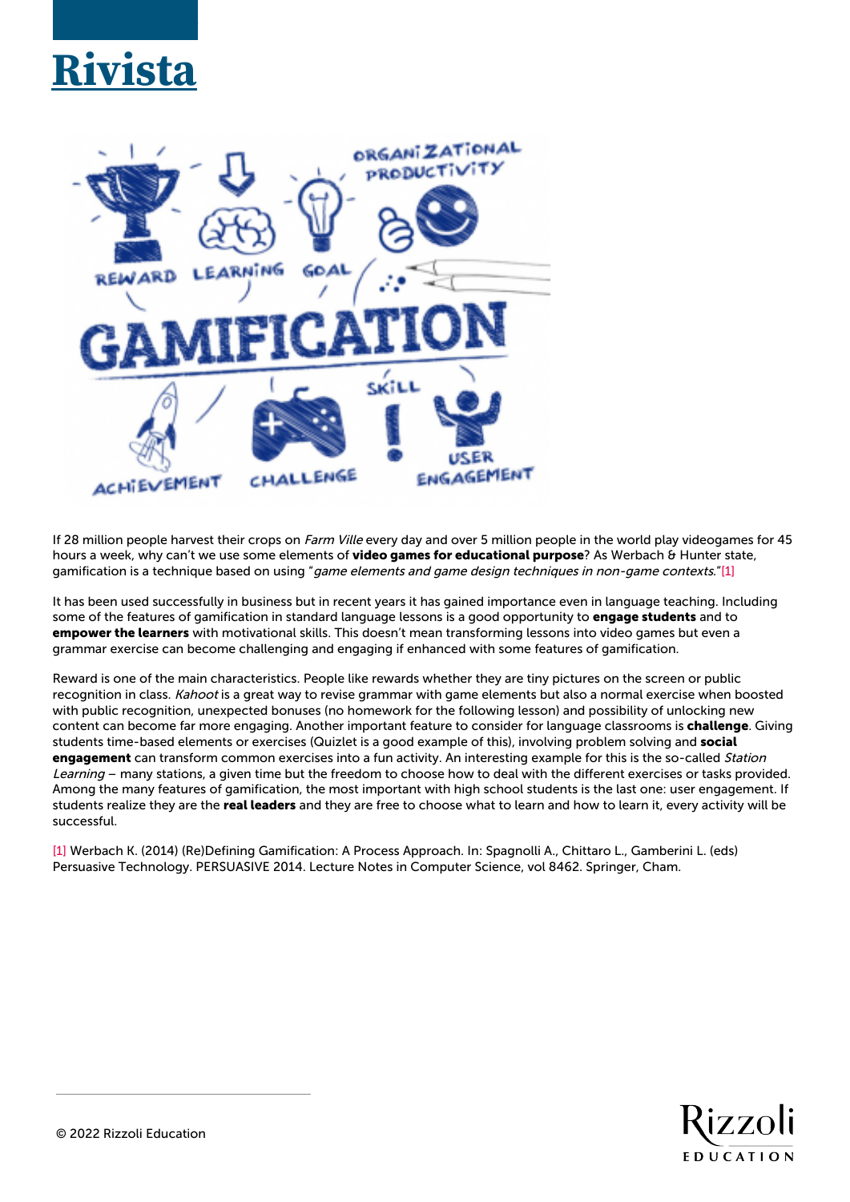If 28 million people harvest their crops on *Farm Ville* every day and over 5 million people in the world play videogames for 45 hours a week, why can't we use some elements of **video games for educational purpose**? As Werbach & Hunter state, gamification is a technique based on using "*game elements and game design techniques in non-game contexts.*"[1]

It has been used successfully in business but in recent years it has gained importance even in language teaching. Including some of the features of gamification in standard language lessons is a good opportunity to **engage students** and to **empower the learners** with motivational skills. This doesn't mean transforming lessons into video games but even a grammar exercise can become challenging and engaging if enhanced with some features of gamification.

Reward is one of the main characteristics. People like rewards whether they are tiny pictures on the screen or public recognition in class. *Kahoot* is a great way to revise grammar with game elements but also a normal exercise when boosted with public recognition, unexpected bonuses (no homework for the following lesson) and possibility of unlocking new content can become far more engaging. Another important feature to consider for language classrooms is **challenge**. Giving students time-based elements or exercises (Quizlet is a good example of this), involving problem solving and **social engagement** can transform common exercises into a fun activity. An interesting example for this is the so-called *Station Learning* – many stations, a given time but the freedom to choose how to deal with the different exercises or tasks provided. Among the many features of gamification, the most important with high school students is the last one: user engagement. If students realize they are the **real leaders** and they are free to choose what to learn and how to learn it, every activity will be successful.

[1] Werbach K. (2014) (Re)Defining Gamification: A Process Approach. In: Spagnolli A., Chittaro L., Gamberini L. (eds) Persuasive Technology. PERSUASIVE 2014. Lecture Notes in Computer Science, vol 8462. Springer, Cham.

© 2022 Rizzoli Education